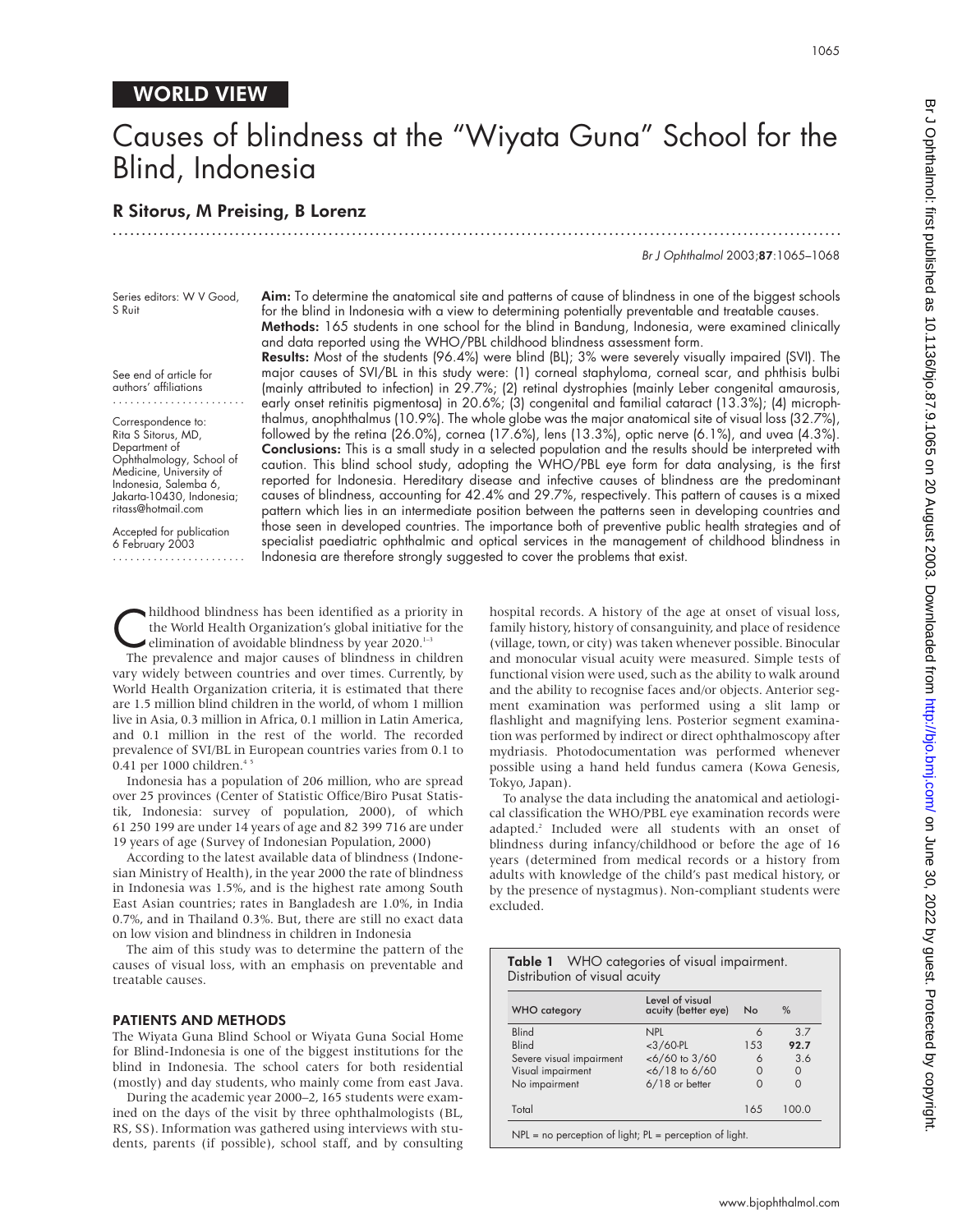WORLD VIEW

# Causes of blindness at the "Wiyata Guna" School for the Blind, Indonesia

## R Sitorus, M Preising, B Lorenz

Series editors: W V Good, S Ruit

See end of article for authors' affiliations

Correspondence to: Rita S Sitorus, MD, Department of Ophthalmology, School of Medicine, University of Indonesia, Salemba 6, Jakarta-10430, Indonesia; ritass@hotmail.com

Accepted for publication 6 February 2003

**Aim:** To determine the anatomical site and patterns of cause of blindness in one of the biggest schools for the blind in Indonesia with a view to determining potentially preventable and treatable causes.

**Methods:** 165 students in one school for the blind in Bandung, Indonesia, were examined clinically and data reported using the WHO/PBL childhood blindness assessment form.

**Results:** Most of the students (96.4%) were blind (BL); 3% were severely visually impaired (SVI). The major causes of SVI/BL in this study were: (1) corneal staphyloma, corneal scar, and phthisis bulbi (mainly attributed to infection) in 29.7%; (2) retinal dystrophies (mainly Leber congenital amaurosis, early onset retinitis pigmentosa) in 20.6%; (3) congenital and familial cataract (13.3%); (4) microphthalmus, anophthalmus (10.9%). The whole globe was the major anatomical site of visual loss (32.7%), followed by the retina (26.0%), cornea (17.6%), lens (13.3%), optic nerve (6.1%), and uvea (4.3%).

**Conclusions:** This is a small study in a selected population and the results should be interpreted with caution. This blind school study, adopting the WHO/PBL eye form for data analysing, is the first reported for Indonesia. Hereditary disease and infective causes of blindness are the predominant causes of blindness, accounting for 42.4% and 29.7%, respectively. This pattern of causes is a mixed pattern which lies in an intermediate position between the patterns seen in developing countries and those seen in developed countries. The importance both of preventive public health strategies and of specialist paediatric ophthalmic and optical services in the management of childhood blindness in Indonesia are therefore strongly suggested to cover the problems that exist.

Childhood blindness has been identified as a priority in the World Health Organization's global initiative for the elimination of avoidable blindness by year 2020.[1–3]

The prevalence and major causes of blindness in children vary widely between countries and over times. Currently, by World Health Organization criteria, it is estimated that there are 1.5 million blind children in the world, of whom 1 million live in Asia, 0.3 million in Africa, 0.1 million in Latin America, and 0.1 million in the rest of the world. The recorded prevalence of SVI/BL in European countries varies from 0.1 to 0.41 per 1000 children.[4 5]

Indonesia has a population of 206 million, who are spread over 25 provinces (Center of Statistic Office/Biro Pusat Statistik, Indonesia: survey of population, 2000), of which 61 250 199 are under 14 years of age and 82 399 716 are under 19 years of age (Survey of Indonesian Population, 2000)

According to the latest available data of blindness (Indonesian Ministry of Health), in the year 2000 the rate of blindness in Indonesia was 1.5%, and is the highest rate among South East Asian countries; rates in Bangladesh are 1.0%, in India 0.7%, and in Thailand 0.3%. But, there are still no exact data on low vision and blindness in children in Indonesia

The aim of this study was to determine the pattern of the causes of visual loss, with an emphasis on preventable and treatable causes.

## PATIENTS AND METHODS

The Wiyata Guna Blind School or Wiyata Guna Social Home for Blind-Indonesia is one of the biggest institutions for the blind in Indonesia. The school caters for both residential (mostly) and day students, who mainly come from east Java.

During the academic year 2000–2, 165 students were examined on the days of the visit by three ophthalmologists (BL, RS, SS). Information was gathered using interviews with students, parents (if possible), school staff, and by consulting hospital records. A history of the age at onset of visual loss, family history, history of consanguinity, and place of residence (village, town, or city) was taken whenever possible. Binocular and monocular visual acuity were measured. Simple tests of functional vision were used, such as the ability to walk around and the ability to recognise faces and/or objects. Anterior segment examination was performed using a slit lamp or flashlight and magnifying lens. Posterior segment examination was performed by indirect or direct ophthalmoscopy after mydriasis. Photodocumentation was performed whenever possible using a hand held fundus camera (Kowa Genesis, Tokyo, Japan).

To analyse the data including the anatomical and aetiological classification the WHO/PBL eye examination records were adapted.[2] Included were all students with an onset of blindness during infancy/childhood or before the age of 16 years (determined from medical records or a history from adults with knowledge of the child's past medical history, or by the presence of nystagmus). Non-compliant students were excluded.

**Table 1** WHO categories of visual impairment. Distribution of visual acuity

| WHO category | Level of visual acuity (better eye) | No | % |
|---|---|---|---|
| Blind | NPL | 6 | 3.7 |
| Blind | <3/60-PL | 153 | **92.7** |
| Severe visual impairment | <6/60 to 3/60 | 6 | 3.6 |
| Visual impairment | <6/18 to 6/60 | 0 | 0 |
| No impairment | 6/18 or better | 0 | 0 |
| Total | | 165 | 100.0 |

NPL = no perception of light; PL = perception of light.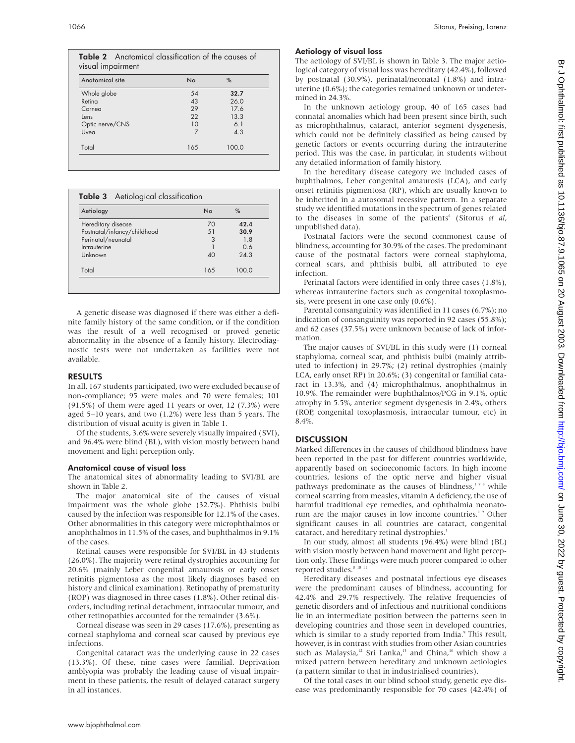**Table 2** Anatomical classification of the causes of visual impairment

| Anatomical site | No | % |
|---|---|---|
| Whole globe | 54 | **32.7** |
| Retina | 43 | 26.0 |
| Cornea | 29 | 17.6 |
| Lens | 22 | 13.3 |
| Optic nerve/CNS | 10 | 6.1 |
| Uvea | 7 | 4.3 |
| Total | 165 | 100.0 |

**Table 3** Aetiological classification

| Aetiology | No | % |
|---|---|---|
| Hereditary disease | 70 | **42.4** |
| Postnatal/infancy/childhood | 51 | 30.9 |
| Perinatal/neonatal | 3 | 1.8 |
| Intrauterine | 1 | 0.6 |
| Unknown | 40 | 24.3 |
| Total | 165 | 100.0 |

A genetic disease was diagnosed if there was either a definite family history of the same condition, or if the condition was the result of a well recognised or proved genetic abnormality in the absence of a family history. Electrodiagnostic tests were not undertaken as facilities were not available.

## RESULTS

In all, 167 students participated, two were excluded because of non-compliance; 95 were males and 70 were females; 101 (91.5%) of them were aged 11 years or over, 12 (7.3%) were aged 5–10 years, and two (1.2%) were less than 5 years. The distribution of visual acuity is given in Table 1.

Of the students, 3.6% were severely visually impaired (SVI), and 96.4% were blind (BL), with vision mostly between hand movement and light perception only.

### Anatomical cause of visual loss

The anatomical sites of abnormality leading to SVI/BL are shown in Table 2.

The major anatomical site of the causes of visual impairment was the whole globe (32.7%). Phthisis bulbi caused by the infection was responsible for 12.1% of the cases. Other abnormalities in this category were microphthalmos or anophthalmos in 11.5% of the cases, and buphthalmos in 9.1% of the cases.

Retinal causes were responsible for SVI/BL in 43 students (26.0%). The majority were retinal dystrophies accounting for 20.6% (mainly Leber congenital amaurosis or early onset retinitis pigmentosa as the most likely diagnoses based on history and clinical examination). Retinopathy of prematurity (ROP) was diagnosed in three cases (1.8%). Other retinal disorders, including retinal detachment, intraocular tumour, and other retinopathies accounted for the remainder (3.6%).

Corneal disease was seen in 29 cases (17.6%), presenting as corneal staphyloma and corneal scar caused by previous eye infections.

Congenital cataract was the underlying cause in 22 cases (13.3%). Of these, nine cases were familial. Deprivation amblyopia was probably the leading cause of visual impairment in these patients, the result of delayed cataract surgery in all instances.

### Aetiology of visual loss

The aetiology of SVI/BL is shown in Table 3. The major aetiological category of visual loss was hereditary (42.4%), followed by postnatal (30.9%), perinatal/neonatal (1.8%) and intrauterine (0.6%); the categories remained unknown or undetermined in 24.3%.

In the unknown aetiology group, 40 of 165 cases had connatal anomalies which had been present since birth, such as microphthalmus, cataract, anterior segment dysgenesis, which could not be definitely classified as being caused by genetic factors or events occurring during the intrauterine period. This was the case, in particular, in students without any detailed information of family history.

In the hereditary disease category we included cases of buphthalmos, Leber congenital amaurosis (LCA), and early onset retinitis pigmentosa (RP), which are usually known to be inherited in a autosomal recessive pattern. In a separate study we identified mutations in the spectrum of genes related to the diseases in some of the patients[6] (Sitorus *et al*, unpublished data).

Postnatal factors were the second commonest cause of blindness, accounting for 30.9% of the cases. The predominant cause of the postnatal factors were corneal staphyloma, corneal scars, and phthisis bulbi, all attributed to eye infection.

Perinatal factors were identified in only three cases (1.8%), whereas intrauterine factors such as congenital toxoplasmosis, were present in one case only (0.6%).

Parental consanguinity was identified in 11 cases (6.7%); no indication of consanguinity was reported in 92 cases (55.8%); and 62 cases (37.5%) were unknown because of lack of information.

The major causes of SVI/BL in this study were (1) corneal staphyloma, corneal scar, and phthisis bulbi (mainly attributed to infection) in 29.7%; (2) retinal dystrophies (mainly LCA, early onset RP) in 20.6%; (3) congenital or familial cataract in 13.3%, and (4) microphthalmus, anophthalmus in 10.9%. The remainder were buphthalmos/PCG in 9.1%, optic atrophy in 5.5%, anterior segment dysgenesis in 2.4%, others (ROP, congenital toxoplasmosis, intraocular tumour, etc) in 8.4%.

## DISCUSSION

Marked differences in the causes of childhood blindness have been reported in the past for different countries worldwide, apparently based on socioeconomic factors. In high income countries, lesions of the optic nerve and higher visual pathways predominate as the causes of blindness,[1 7 8] while corneal scarring from measles, vitamin A deficiency, the use of harmful traditional eye remedies, and ophthalmia neonatorum are the major causes in low income countries.[1 9] Other significant causes in all countries are cataract, congenital cataract, and hereditary retinal dystrophies.[1]

In our study, almost all students (96.4%) were blind (BL) with vision mostly between hand movement and light perception only. These findings were much poorer compared to other reported studies.[8 10 11]

Hereditary diseases and postnatal infectious eye diseases were the predominant causes of blindness, accounting for 42.4% and 29.7% respectively. The relative frequencies of genetic disorders and of infectious and nutritional conditions lie in an intermediate position between the patterns seen in developing countries and those seen in developed countries, which is similar to a study reported from India.[9] This result, however, is in contrast with studies from other Asian countries such as Malaysia,[12] Sri Lanka,[13] and China,[10] which show a mixed pattern between hereditary and unknown aetiologies (a pattern similar to that in industrialised countries).

Of the total cases in our blind school study, genetic eye disease was predominantly responsible for 70 cases (42.4%) of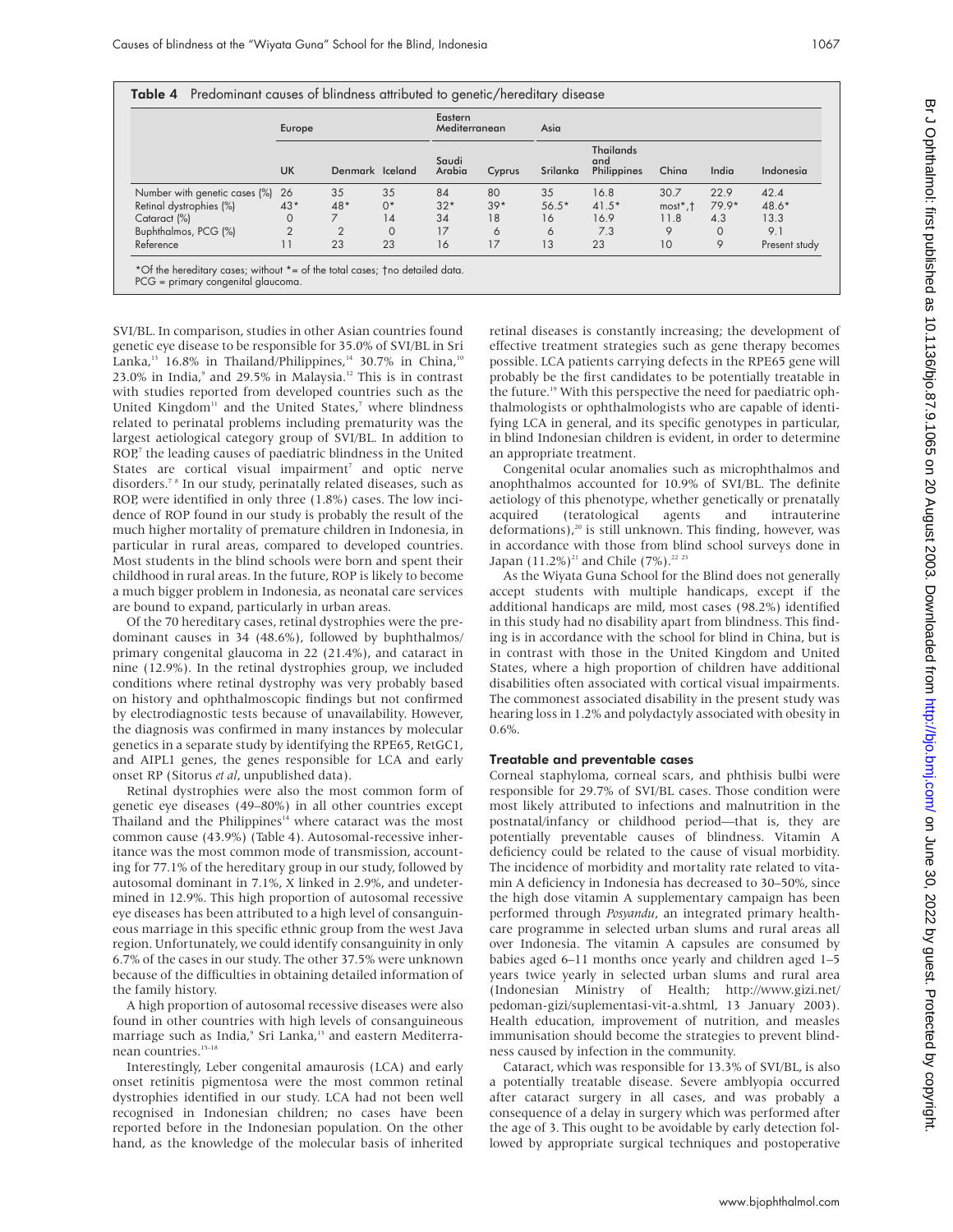**Table 4** Predominant causes of blindness attributed to genetic/hereditary disease

| | Europe | | | Eastern Mediterranean | | Asia | | | | |
|---|---|---|---|---|---|---|---|---|---|---|
| | UK | Denmark | Iceland | Saudi Arabia | Cyprus | Srilanka | Thailands and Philippines | China | India | Indonesia |
| Number with genetic cases (%) | 26 | 35 | 35 | 84 | 80 | 35 | 16.8 | 30.7 | 22.9 | 42.4 |
| Retinal dystrophies (%) | 43* | 48* | 0* | 32* | 39* | 56.5* | 41.5* | most*,† | 79.9* | 48.6* |
| Cataract (%) | 0 | 7 | 14 | 34 | 18 | 16 | 16.9 | 11.8 | 4.3 | 13.3 |
| Buphthalmos, PCG (%) | 2 | 2 | 0 | 17 | 6 | 6 | 7.3 | 9 | 0 | 9.1 |
| Reference | 11 | 23 | 23 | 16 | 17 | 13 | 23 | 10 | 9 | Present study |

*Of the hereditary cases; without *= of the total cases; †no detailed data.
PCG = primary congenital glaucoma.

SVI/BL. In comparison, studies in other Asian countries found genetic eye disease to be responsible for 35.0% of SVI/BL in Sri Lanka,[13] 16.8% in Thailand/Philippines,[14] 30.7% in China,[10] 23.0% in India,[9] and 29.5% in Malaysia.[12] This is in contrast with studies reported from developed countries such as the United Kingdom[11] and the United States,[7] where blindness related to perinatal problems including prematurity was the largest aetiological category group of SVI/BL. In addition to ROP,[7] the leading causes of paediatric blindness in the United States are cortical visual impairment[7] and optic nerve disorders.[7 8] In our study, perinatally related diseases, such as ROP, were identified in only three (1.8%) cases. The low incidence of ROP found in our study is probably the result of the much higher mortality of premature children in Indonesia, in particular in rural areas, compared to developed countries. Most students in the blind schools were born and spent their childhood in rural areas. In the future, ROP is likely to become a much bigger problem in Indonesia, as neonatal care services are bound to expand, particularly in urban areas.

Of the 70 hereditary cases, retinal dystrophies were the predominant causes in 34 (48.6%), followed by buphthalmos/primary congenital glaucoma in 22 (21.4%), and cataract in nine (12.9%). In the retinal dystrophies group, we included conditions where retinal dystrophy was very probably based on history and ophthalmoscopic findings but not confirmed by electrodiagnostic tests because of unavailability. However, the diagnosis was confirmed in many instances by molecular genetics in a separate study by identifying the RPE65, RetGC1, and AIPL1 genes, the genes responsible for LCA and early onset RP (Sitorus *et al*, unpublished data).

Retinal dystrophies were also the most common form of genetic eye diseases (49–80%) in all other countries except Thailand and the Philippines[14] where cataract was the most common cause (43.9%) (Table 4). Autosomal-recessive inheritance was the most common mode of transmission, accounting for 77.1% of the hereditary group in our study, followed by autosomal dominant in 7.1%, X linked in 2.9%, and undetermined in 12.9%. This high proportion of autosomal recessive eye diseases has been attributed to a high level of consanguineous marriage in this specific ethnic group from the west Java region. Unfortunately, we could identify consanguinity in only 6.7% of the cases in our study. The other 37.5% were unknown because of the difficulties in obtaining detailed information of the family history.

A high proportion of autosomal recessive diseases were also found in other countries with high levels of consanguineous marriage such as India,[9] Sri Lanka,[13] and eastern Mediterranean countries.[15–18]

Interestingly, Leber congenital amaurosis (LCA) and early onset retinitis pigmentosa were the most common retinal dystrophies identified in our study. LCA had not been well recognised in Indonesian children; no cases have been reported before in the Indonesian population. On the other hand, as the knowledge of the molecular basis of inherited retinal diseases is constantly increasing; the development of effective treatment strategies such as gene therapy becomes possible. LCA patients carrying defects in the RPE65 gene will probably be the first candidates to be potentially treatable in the future.[19] With this perspective the need for paediatric ophthalmologists or ophthalmologists who are capable of identifying LCA in general, and its specific genotypes in particular, in blind Indonesian children is evident, in order to determine an appropriate treatment.

Congenital ocular anomalies such as microphthalmos and anophthalmos accounted for 10.9% of SVI/BL. The definite aetiology of this phenotype, whether genetically or prenatally acquired (teratological agents and intrauterine deformations),[20] is still unknown. This finding, however, was in accordance with those from blind school surveys done in Japan (11.2%)[21] and Chile (7%).[22 23]

As the Wiyata Guna School for the Blind does not generally accept students with multiple handicaps, except if the additional handicaps are mild, most cases (98.2%) identified in this study had no disability apart from blindness. This finding is in accordance with the school for blind in China, but is in contrast with those in the United Kingdom and United States, where a high proportion of children have additional disabilities often associated with cortical visual impairments. The commonest associated disability in the present study was hearing loss in 1.2% and polydactyly associated with obesity in 0.6%.

#### Treatable and preventable cases

Corneal staphyloma, corneal scars, and phthisis bulbi were responsible for 29.7% of SVI/BL cases. Those condition were most likely attributed to infections and malnutrition in the postnatal/infancy or childhood period—that is, they are potentially preventable causes of blindness. Vitamin A deficiency could be related to the cause of visual morbidity. The incidence of morbidity and mortality rate related to vitamin A deficiency in Indonesia has decreased to 30–50%, since the high dose vitamin A supplementary campaign has been performed through *Posyandu*, an integrated primary healthcare programme in selected urban slums and rural areas all over Indonesia. The vitamin A capsules are consumed by babies aged 6–11 months once yearly and children aged 1–5 years twice yearly in selected urban slums and rural area (Indonesian Ministry of Health; http://www.gizi.net/pedoman-gizi/suplementasi-vit-a.shtml, 13 January 2003). Health education, improvement of nutrition, and measles immunisation should become the strategies to prevent blindness caused by infection in the community.

Cataract, which was responsible for 13.3% of SVI/BL, is also a potentially treatable disease. Severe amblyopia occurred after cataract surgery in all cases, and was probably a consequence of a delay in surgery which was performed after the age of 3. This ought to be avoidable by early detection followed by appropriate surgical techniques and postoperative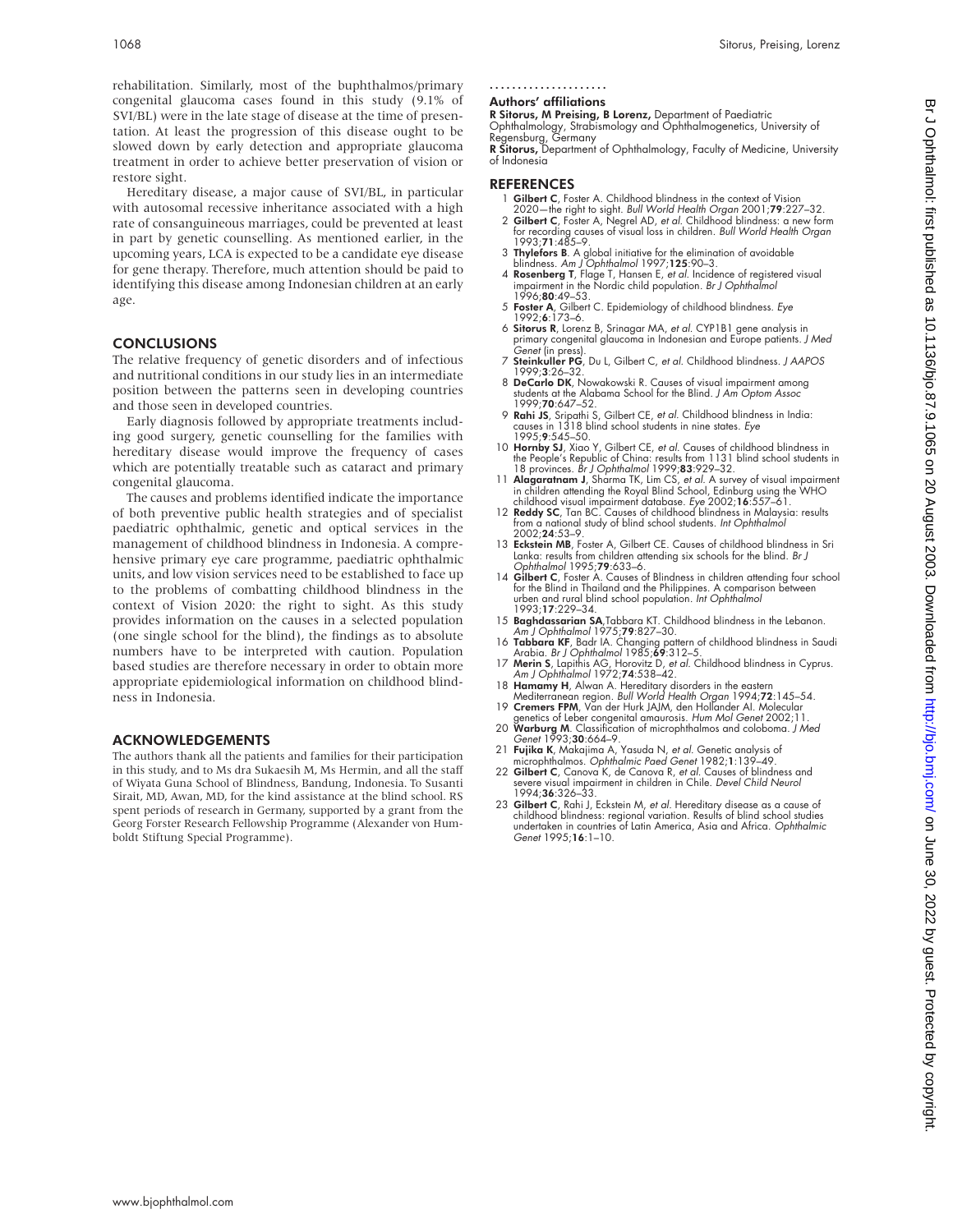rehabilitation. Similarly, most of the buphthalmos/primary congenital glaucoma cases found in this study (9.1% of SVI/BL) were in the late stage of disease at the time of presentation. At least the progression of this disease ought to be slowed down by early detection and appropriate glaucoma treatment in order to achieve better preservation of vision or restore sight.

Hereditary disease, a major cause of SVI/BL, in particular with autosomal recessive inheritance associated with a high rate of consanguineous marriages, could be prevented at least in part by genetic counselling. As mentioned earlier, in the upcoming years, LCA is expected to be a candidate eye disease for gene therapy. Therefore, much attention should be paid to identifying this disease among Indonesian children at an early age.

## CONCLUSIONS

The relative frequency of genetic disorders and of infectious and nutritional conditions in our study lies in an intermediate position between the patterns seen in developing countries and those seen in developed countries.

Early diagnosis followed by appropriate treatments including good surgery, genetic counselling for the families with hereditary disease would improve the frequency of cases which are potentially treatable such as cataract and primary congenital glaucoma.

The causes and problems identified indicate the importance of both preventive public health strategies and of specialist paediatric ophthalmic, genetic and optical services in the management of childhood blindness in Indonesia. A comprehensive primary eye care programme, paediatric ophthalmic units, and low vision services need to be established to face up to the problems of combatting childhood blindness in the context of Vision 2020: the right to sight. As this study provides information on the causes in a selected population (one single school for the blind), the findings as to absolute numbers have to be interpreted with caution. Population based studies are therefore necessary in order to obtain more appropriate epidemiological information on childhood blindness in Indonesia.

## ACKNOWLEDGEMENTS

The authors thank all the patients and families for their participation in this study, and to Ms dra Sukaesih M, Ms Hermin, and all the staff of Wiyata Guna School of Blindness, Bandung, Indonesia. To Susanti Sirait, MD, Awan, MD, for the kind assistance at the blind school. RS spent periods of research in Germany, supported by a grant from the Georg Forster Research Fellowship Programme (Alexander von Humboldt Stiftung Special Programme).

### Authors' affiliations

**R Sitorus, M Preising, B Lorenz,** Department of Paediatric Ophthalmology, Strabismology and Ophthalmogenetics, University of Regensburg, Germany
**R Sitorus,** Department of Ophthalmology, Faculty of Medicine, University of Indonesia

## REFERENCES

1. **Gilbert C**, Foster A. Childhood blindness in the context of Vision 2020—the right to sight. *Bull World Health Organ* 2001;**79**:227–32.
2. **Gilbert C**, Foster A, Negrel AD, *et al*. Childhood blindness: a new form for recording causes of visual loss in children. *Bull World Health Organ* 1993;**71**:485–9.
3. **Thylefors B**. A global initiative for the elimination of avoidable blindness. *Am J Ophthalmol* 1997;**125**:90–3.
4. **Rosenberg T**, Flage T, Hansen E, *et al*. Incidence of registered visual impairment in the Nordic child population. *Br J Ophthalmol* 1996;**80**:49–53.
5. **Foster A**, Gilbert C. Epidemiology of childhood blindness. *Eye* 1992;**6**:173–6.
6. **Sitorus R**, Lorenz B, Srinagar MA, *et al*. CYP1B1 gene analysis in primary congenital glaucoma in Indonesian and Europe patients. *J Med Genet* (in press).
7. **Steinkuller PG**, Du L, Gilbert C, *et al*. Childhood blindness. *J AAPOS* 1999;**3**:26–32.
8. **DeCarlo DK**, Nowakowski R. Causes of visual impairment among students at the Alabama School for the Blind. *J Am Optom Assoc* 1999;**70**:647–52.
9. **Rahi JS**, Sripathi S, Gilbert CE, *et al*. Childhood blindness in India: causes in 1318 blind school students in nine states. *Eye* 1995;**9**:545–50.
10. **Hornby SJ**, Xiao Y, Gilbert CE, *et al*. Causes of childhood blindness in the People's Republic of China: results from 1131 blind school students in 18 provinces. *Br J Ophthalmol* 1999;**83**:929–32.
11. **Alagaratnam J**, Sharma TK, Lim CS, *et al*. A survey of visual impairment in children attending the Royal Blind School, Edinburg using the WHO childhood visual impairment database. *Eye* 2002;**16**:557–61.
12. **Reddy SC**, Tan BC. Causes of childhood blindness in Malaysia: results from a national study of blind school students. *Int Ophthalmol* 2002;**24**:53–9.
13. **Eckstein MB**, Foster A, Gilbert CE. Causes of childhood blindness in Sri Lanka: results from children attending six schools for the blind. *Br J Ophthalmol* 1995;**79**:633–6.
14. **Gilbert C**, Foster A. Causes of Blindness in children attending four school for the Blind in Thailand and the Philippines. A comparison between urben and rural blind school population. *Int Ophthalmol* 1993;**17**:229–34.
15. **Baghdassarian SA**,Tabbara KT. Childhood blindness in the Lebanon. *Am J Ophthalmol* 1975;**79**:827–30.
16. **Tabbara KF**, Badr IA. Changing pattern of childhood blindness in Saudi Arabia. *Br J Ophthalmol* 1985;**69**:312–5.
17. **Merin S**, Lapithis AG, Horovitz D, *et al*. Childhood blindness in Cyprus. *Am J Ophthalmol* 1972;**74**:538–42.
18. **Hamamy H**, Alwan A. Hereditary disorders in the eastern Mediterranean region. *Bull World Health Organ* 1994;**72**:145–54.
19. **Cremers FPM**, Van der Hurk JAJM, den Hollander AI. Molecular genetics of Leber congenital amaurosis. *Hum Mol Genet* 2002;11.
20. **Warburg M**. Classification of microphthalmos and coloboma. *J Med Genet* 1993;**30**:664–9.
21. **Fujika K**, Makajima A, Yasuda N, *et al*. Genetic analysis of microphthalmos. *Ophthalmic Paed Genet* 1982;**1**:139–49.
22. **Gilbert C**, Canova K, de Canova R, *et al*. Causes of blindness and severe visual impairment in children in Chile. *Devel Child Neurol* 1994;**36**:326–33.
23. **Gilbert C**, Rahi J, Eckstein M, *et al*. Hereditary disease as a cause of childhood blindness: regional variation. Results of blind school studies undertaken in countries of Latin America, Asia and Africa. *Ophthalmic Genet* 1995;**16**:1–10.